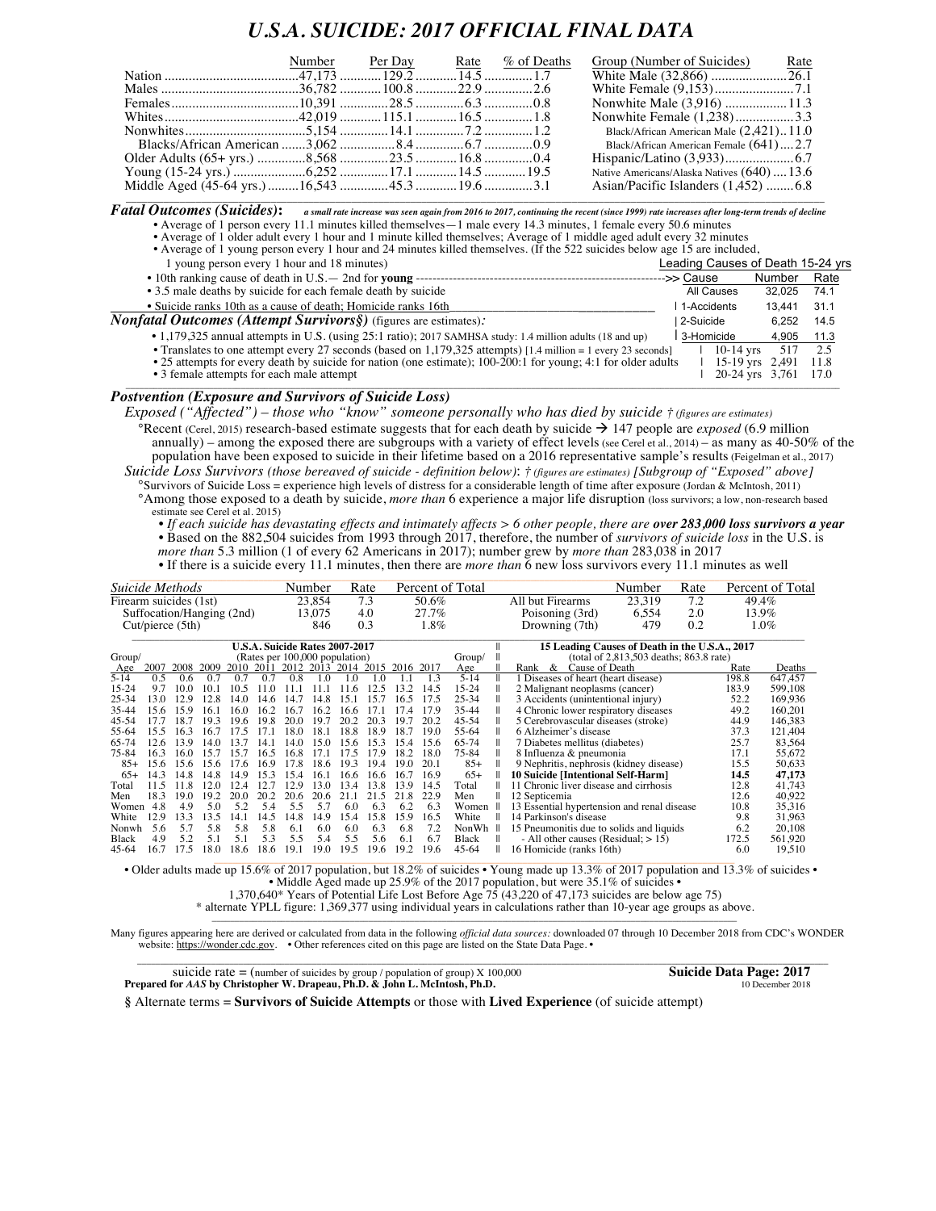# U.S.A. SUICIDE: 2017 OFFICIAL FINAL DATA

| | Number | Per Day | Rate | % of Deaths |
|---|---|---|---|---|
| Nation | 47,173 | 129.2 | 14.5 | 1.7 |
| Males | 36,782 | 100.8 | 22.9 | 2.6 |
| Females | 10,391 | 28.5 | 6.3 | 0.8 |
| Whites | 42,019 | 115.1 | 16.5 | 1.8 |
| Nonwhites | 5,154 | 14.1 | 7.2 | 1.2 |
| Blacks/African American | 3,062 | 8.4 | 6.7 | 0.9 |
| Older Adults (65+ yrs.) | 8,568 | 23.5 | 16.8 | 0.4 |
| Young (15-24 yrs.) | 6,252 | 17.1 | 14.5 | 19.5 |
| Middle Aged (45-64 yrs.) | 16,543 | 45.3 | 19.6 | 3.1 |

| Group (Number of Suicides) | Rate |
|---|---|
| White Male (32,866) | 26.1 |
| White Female (9,153) | 7.1 |
| Nonwhite Male (3,916) | 11.3 |
| Nonwhite Female (1,238) | 3.3 |
| Black/African American Male (2,421) | 11.0 |
| Black/African American Female (641) | 2.7 |
| Hispanic/Latino (3,933) | 6.7 |
| Native Americans/Alaska Natives (640) | 13.6 |
| Asian/Pacific Islanders (1,452) | 6.8 |

## *Fatal Outcomes (Suicides)*: *a small rate increase was seen again from 2016 to 2017, continuing the recent (since 1999) rate increases after long-term trends of decline*

- Average of 1 person every 11.1 minutes killed themselves — 1 male every 14.3 minutes, 1 female every 50.6 minutes
- Average of 1 older adult every 1 hour and 1 minute killed themselves; Average of 1 middle aged adult every 32 minutes
- Average of 1 young person every 1 hour and 24 minutes killed themselves. (If the 522 suicides below age 15 are included, 1 young person every 1 hour and 18 minutes)
- 10th ranking cause of death in U.S.— 2nd for **young**
- 3.5 male deaths by suicide for each female death by suicide
- Suicide ranks 10th as a cause of death; Homicide ranks 16th

## *Nonfatal Outcomes (Attempt Survivors§)* (figures are estimates):

- 1,179,325 annual attempts in U.S. (using 25:1 ratio); 2017 SAMHSA study: 1.4 million adults (18 and up)
- Translates to one attempt every 27 seconds (based on 1,179,325 attempts) [1.4 million = 1 every 23 seconds]
- 25 attempts for every death by suicide for nation (one estimate); 100-200:1 for young; 4:1 for older adults
- 3 female attempts for each male attempt

**Leading Causes of Death 15-24 yrs**

| Cause | Number | Rate |
|---|---|---|
| All Causes | 32,025 | 74.1 |
| 1-Accidents | 13,441 | 31.1 |
| 2-Suicide | 6,252 | 14.5 |
| 3-Homicide | 4,905 | 11.3 |
| 10-14 yrs | 517 | 2.5 |
| 15-19 yrs | 2,491 | 11.8 |
| 20-24 yrs | 3,761 | 17.0 |

## *Postvention (Exposure and Survivors of Suicide Loss)*

*Exposed ("Affected") – those who "know" someone personally who has died by suicide † (figures are estimates)*

°Recent (Cerel, 2015) research-based estimate suggests that for each death by suicide → 147 people are *exposed* (6.9 million annually) – among the exposed there are subgroups with a variety of effect levels (see Cerel et al., 2014) – as many as 40-50% of the population have been exposed to suicide in their lifetime based on a 2016 representative sample's results (Feigelman et al., 2017)

*Suicide Loss Survivors (those bereaved of suicide - definition below)*: *† (figures are estimates) [Subgroup of "Exposed" above]*

°Survivors of Suicide Loss = experience high levels of distress for a considerable length of time after exposure (Jordan & McIntosh, 2011)

°Among those exposed to a death by suicide, *more than* 6 experience a major life disruption (loss survivors; a low, non-research based estimate see Cerel et al. 2015)

- *If each suicide has devastating effects and intimately affects > 6 other people, there are* ***over 283,000 loss survivors a year***
- Based on the 882,504 suicides from 1993 through 2017, therefore, the number of *survivors of suicide loss* in the U.S. is *more than* 5.3 million (1 of every 62 Americans in 2017); number grew by *more than* 283,038 in 2017
- If there is a suicide every 11.1 minutes, then there are *more than* 6 new loss survivors every 11.1 minutes as well

| *Suicide Methods* | Number | Rate | Percent of Total | | Number | Rate | Percent of Total |
|---|---|---|---|---|---|---|---|
| Firearm suicides (1st) | 23,854 | 7.3 | 50.6% | All but Firearms | 23,319 | 7.2 | 49.4% |
| Suffocation/Hanging (2nd) | 13,075 | 4.0 | 27.7% | Poisoning (3rd) | 6,554 | 2.0 | 13.9% |
| Cut/pierce (5th) | 846 | 0.3 | 1.8% | Drowning (7th) | 479 | 0.2 | 1.0% |

**U.S.A. Suicide Rates 2007-2017** (Rates per 100,000 population)

| Group/ Age | 2007 | 2008 | 2009 | 2010 | 2011 | 2012 | 2013 | 2014 | 2015 | 2016 | 2017 | Group/ Age |
|---|---|---|---|---|---|---|---|---|---|---|---|---|
| 5-14 | 0.5 | 0.6 | 0.7 | 0.7 | 0.7 | 0.8 | 1.0 | 1.0 | 1.0 | 1.1 | 1.3 | 5-14 |
| 15-24 | 9.7 | 10.0 | 10.1 | 10.5 | 11.0 | 11.1 | 11.1 | 11.6 | 12.5 | 13.2 | 14.5 | 15-24 |
| 25-34 | 13.0 | 12.9 | 12.8 | 14.0 | 14.6 | 14.7 | 14.8 | 15.1 | 15.7 | 16.5 | 17.5 | 25-34 |
| 35-44 | 15.6 | 15.9 | 16.1 | 16.0 | 16.2 | 16.7 | 16.2 | 16.6 | 17.1 | 17.4 | 17.9 | 35-44 |
| 45-54 | 17.7 | 18.7 | 19.3 | 19.6 | 19.8 | 20.0 | 19.7 | 20.2 | 20.3 | 19.7 | 20.2 | 45-54 |
| 55-64 | 15.5 | 16.3 | 16.7 | 17.5 | 17.1 | 18.0 | 18.1 | 18.8 | 18.9 | 18.7 | 19.0 | 55-64 |
| 65-74 | 12.6 | 13.9 | 14.0 | 13.7 | 14.1 | 14.0 | 15.0 | 15.6 | 15.3 | 15.4 | 15.6 | 65-74 |
| 75-84 | 16.3 | 16.0 | 15.7 | 15.7 | 16.5 | 16.8 | 17.1 | 17.5 | 17.9 | 18.2 | 18.0 | 75-84 |
| 85+ | 15.6 | 15.6 | 15.6 | 17.6 | 16.9 | 17.8 | 18.6 | 19.3 | 19.4 | 19.0 | 20.1 | 85+ |
| 65+ | 14.3 | 14.8 | 14.8 | 14.9 | 15.3 | 15.4 | 16.1 | 16.6 | 16.6 | 16.7 | 16.9 | 65+ |
| Total | 11.5 | 11.8 | 12.0 | 12.4 | 12.7 | 12.9 | 13.0 | 13.4 | 13.8 | 13.9 | 14.5 | Total |
| Men | 18.3 | 19.0 | 19.2 | 20.0 | 20.2 | 20.6 | 20.6 | 21.1 | 21.5 | 21.8 | 22.9 | Men |
| Women | 4.8 | 4.9 | 5.0 | 5.2 | 5.4 | 5.5 | 5.7 | 6.0 | 6.3 | 6.2 | 6.3 | Women |
| White | 12.9 | 13.3 | 13.5 | 14.1 | 14.5 | 14.8 | 14.9 | 15.4 | 15.8 | 15.9 | 16.5 | White |
| Nonwh | 5.6 | 5.7 | 5.8 | 5.8 | 5.8 | 6.1 | 6.0 | 6.0 | 6.3 | 6.8 | 7.2 | NonWh |
| Black | 4.9 | 5.2 | 5.1 | 5.1 | 5.3 | 5.5 | 5.4 | 5.5 | 5.6 | 6.1 | 6.7 | Black |
| 45-64 | 16.7 | 17.5 | 18.0 | 18.6 | 18.6 | 19.1 | 19.0 | 19.5 | 19.6 | 19.2 | 19.6 | 45-64 |

**15 Leading Causes of Death in the U.S.A., 2017** (total of 2,813,503 deaths; 863.8 rate)

| Rank & Cause of Death | Rate | Deaths |
|---|---|---|
| 1 Diseases of heart (heart disease) | 198.8 | 647,457 |
| 2 Malignant neoplasms (cancer) | 183.9 | 599,108 |
| 3 Accidents (unintentional injury) | 52.2 | 169,936 |
| 4 Chronic lower respiratory diseases | 49.2 | 160,201 |
| 5 Cerebrovascular diseases (stroke) | 44.9 | 146,383 |
| 6 Alzheimer's disease | 37.3 | 121,404 |
| 7 Diabetes mellitus (diabetes) | 25.7 | 83,564 |
| 8 Influenza & pneumonia | 17.1 | 55,672 |
| 9 Nephritis, nephrosis (kidney disease) | 15.5 | 50,633 |
| **10 Suicide [Intentional Self-Harm]** | **14.5** | **47,173** |
| 11 Chronic liver disease and cirrhosis | 12.8 | 41,743 |
| 12 Septicemia | 12.6 | 40,922 |
| 13 Essential hypertension and renal disease | 10.8 | 35,316 |
| 14 Parkinson's disease | 9.8 | 31,963 |
| 15 Pneumonitis due to solids and liquids | 6.2 | 20,108 |
| - All other causes (Residual; > 15) | 172.5 | 561,920 |
| 16 Homicide (ranks 16th) | 6.0 | 19,510 |

• Older adults made up 15.6% of 2017 population, but 18.2% of suicides • Young made up 13.3% of 2017 population and 13.3% of suicides •
• Middle Aged made up 25.9% of the 2017 population, but were 35.1% of suicides •
1,370,640* Years of Potential Life Lost Before Age 75 (43,220 of 47,173 suicides are below age 75)
\* alternate YPLL figure: 1,369,377 using individual years in calculations rather than 10-year age groups as above.

Many figures appearing here are derived or calculated from data in the following *official data sources:* downloaded 07 through 10 December 2018 from CDC's WONDER website: https://wonder.cdc.gov. • Other references cited on this page are listed on the State Data Page. •

suicide rate = (number of suicides by group / population of group) X 100,000

**Prepared for *AAS* by Christopher W. Drapeau, Ph.D. & John L. McIntosh, Ph.D.**

**Suicide Data Page: 2017**
10 December 2018

**§** Alternate terms = **Survivors of Suicide Attempts** or those with **Lived Experience** (of suicide attempt)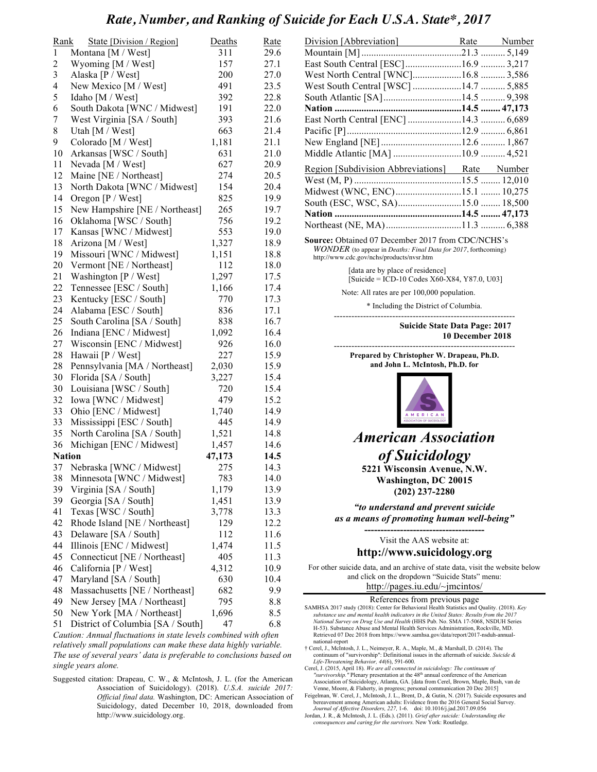# *Rate, Number, and Ranking of Suicide for Each U.S.A. State\*, 2017*

| Rank | State [Division / Region] | Deaths | Rate |
|---|---|---|---|
| 1 | Montana [M / West] | 311 | 29.6 |
| 2 | Wyoming [M / West] | 157 | 27.1 |
| 3 | Alaska [P / West] | 200 | 27.0 |
| 4 | New Mexico [M / West] | 491 | 23.5 |
| 5 | Idaho [M / West] | 392 | 22.8 |
| 6 | South Dakota [WNC / Midwest] | 191 | 22.0 |
| 7 | West Virginia [SA / South] | 393 | 21.6 |
| 8 | Utah [M / West] | 663 | 21.4 |
| 9 | Colorado [M / West] | 1,181 | 21.1 |
| 10 | Arkansas [WSC / South] | 631 | 21.0 |
| 11 | Nevada [M / West] | 627 | 20.9 |
| 12 | Maine [NE / Northeast] | 274 | 20.5 |
| 13 | North Dakota [WNC / Midwest] | 154 | 20.4 |
| 14 | Oregon [P / West] | 825 | 19.9 |
| 15 | New Hampshire [NE / Northeast] | 265 | 19.7 |
| 16 | Oklahoma [WSC / South] | 756 | 19.2 |
| 17 | Kansas [WNC / Midwest] | 553 | 19.0 |
| 18 | Arizona [M / West] | 1,327 | 18.9 |
| 19 | Missouri [WNC / Midwest] | 1,151 | 18.8 |
| 20 | Vermont [NE / Northeast] | 112 | 18.0 |
| 21 | Washington [P / West] | 1,297 | 17.5 |
| 22 | Tennessee [ESC / South] | 1,166 | 17.4 |
| 23 | Kentucky [ESC / South] | 770 | 17.3 |
| 24 | Alabama [ESC / South] | 836 | 17.1 |
| 25 | South Carolina [SA / South] | 838 | 16.7 |
| 26 | Indiana [ENC / Midwest] | 1,092 | 16.4 |
| 27 | Wisconsin [ENC / Midwest] | 926 | 16.0 |
| 28 | Hawaii [P / West] | 227 | 15.9 |
| 28 | Pennsylvania [MA / Northeast] | 2,030 | 15.9 |
| 30 | Florida [SA / South] | 3,227 | 15.4 |
| 30 | Louisiana [WSC / South] | 720 | 15.4 |
| 32 | Iowa [WNC / Midwest] | 479 | 15.2 |
| 33 | Ohio [ENC / Midwest] | 1,740 | 14.9 |
| 33 | Mississippi [ESC / South] | 445 | 14.9 |
| 35 | North Carolina [SA / South] | 1,521 | 14.8 |
| 36 | Michigan [ENC / Midwest] | 1,457 | 14.6 |
| **Nation** | | **47,173** | **14.5** |
| 37 | Nebraska [WNC / Midwest] | 275 | 14.3 |
| 38 | Minnesota [WNC / Midwest] | 783 | 14.0 |
| 39 | Virginia [SA / South] | 1,179 | 13.9 |
| 39 | Georgia [SA / South] | 1,451 | 13.9 |
| 41 | Texas [WSC / South] | 3,778 | 13.3 |
| 42 | Rhode Island [NE / Northeast] | 129 | 12.2 |
| 43 | Delaware [SA / South] | 112 | 11.6 |
| 44 | Illinois [ENC / Midwest] | 1,474 | 11.5 |
| 45 | Connecticut [NE / Northeast] | 405 | 11.3 |
| 46 | California [P / West] | 4,312 | 10.9 |
| 47 | Maryland [SA / South] | 630 | 10.4 |
| 48 | Massachusetts [NE / Northeast] | 682 | 9.9 |
| 49 | New Jersey [MA / Northeast] | 795 | 8.8 |
| 50 | New York [MA / Northeast] | 1,696 | 8.5 |
| 51 | District of Columbia [SA / South] | 47 | 6.8 |

*Caution: Annual fluctuations in state levels combined with often relatively small populations can make these data highly variable. The use of several years' data is preferable to conclusions based on single years alone.*

Suggested citation: Drapeau, C. W., & McIntosh, J. L. (for the American Association of Suicidology). (2018). *U.S.A. suicide 2017: Official final data.* Washington, DC: American Association of Suicidology, dated December 10, 2018, downloaded from http://www.suicidology.org.

| Division [Abbreviation] | Rate | Number |
|---|---|---|
| Mountain [M] | 21.3 | 5,149 |
| East South Central [ESC] | 16.9 | 3,217 |
| West North Central [WNC] | 16.8 | 3,586 |
| West South Central [WSC] | 14.7 | 5,885 |
| South Atlantic [SA] | 14.5 | 9,398 |
| **Nation** | **14.5** | **47,173** |
| East North Central [ENC] | 14.3 | 6,689 |
| Pacific [P] | 12.9 | 6,861 |
| New England [NE] | 12.6 | 1,867 |
| Middle Atlantic [MA] | 10.9 | 4,521 |

| Region [Subdivision Abbreviations] | Rate | Number |
|---|---|---|
| West (M, P) | 15.5 | 12,010 |
| Midwest (WNC, ENC) | 15.1 | 10,275 |
| South (ESC, WSC, SA) | 15.0 | 18,500 |
| **Nation** | **14.5** | **47,173** |
| Northeast (NE, MA) | 11.3 | 6,388 |

**Source:** Obtained 07 December 2017 from CDC/NCHS's *WONDER* (to appear in *Deaths: Final Data for 2017*, forthcoming) http://www.cdc.gov/nchs/products/nvsr.htm

[data are by place of residence]
[Suicide = ICD-10 Codes X60-X84, Y87.0, U03]

Note: All rates are per 100,000 population.

\* Including the District of Columbia.

**Suicide State Data Page: 2017**
**10 December 2018**

**Prepared by Christopher W. Drapeau, Ph.D. and John L. McIntosh, Ph.D. for**

## *American Association of Suicidology*

**5221 Wisconsin Avenue, N.W.**
**Washington, DC 20015**
**(202) 237-2280**

***"to understand and prevent suicide as a means of promoting human well-being"***

Visit the AAS website at:

**http://www.suicidology.org**

For other suicide data, and an archive of state data, visit the website below and click on the dropdown "Suicide Stats" menu:
http://pages.iu.edu/~jmcintos/

References from previous page

SAMHSA 2017 study (2018): Center for Behavioral Health Statistics and Quality. (2018). *Key substance use and mental health indicators in the United States: Results from the 2017 National Survey on Drug Use and Health* (HHS Pub. No. SMA 17-5068, NSDUH Series H-53). Substance Abuse and Mental Health Services Administration, Rockville, MD. Retrieved 07 Dec 2018 from https://www.samhsa.gov/data/report/2017-nsduh-annual-national-report

† Cerel, J., McIntosh, J. L., Neimeyer, R. A., Maple, M., & Marshall, D. (2014). The continuum of "survivorship": Definitional issues in the aftermath of suicide. *Suicide & Life-Threatening Behavior, 44*(6), 591-600.

Cerel, J. (2015, April 18). *We are all connected in suicidology: The continuum of "survivorship."* Plenary presentation at the 48th annual conference of the American Association of Suicidology, Atlanta, GA. [data from Cerel, Brown, Maple, Bush, van de Venne, Moore, & Flaherty, in progress; personal communication 20 Dec 2015]

Feigelman, W. Cerel, J., McIntosh, J. L., Brent, D., & Gutin, N. (2017). Suicide exposures and bereavement among American adults: Evidence from the 2016 General Social Survey. *Journal of Affective Disorders, 227,* 1-6. doi: 10.1016/j.jad.2017.09.056

Jordan, J. R., & McIntosh, J. L. (Eds.). (2011). *Grief after suicide: Understanding the consequences and caring for the survivors.* New York: Routledge.